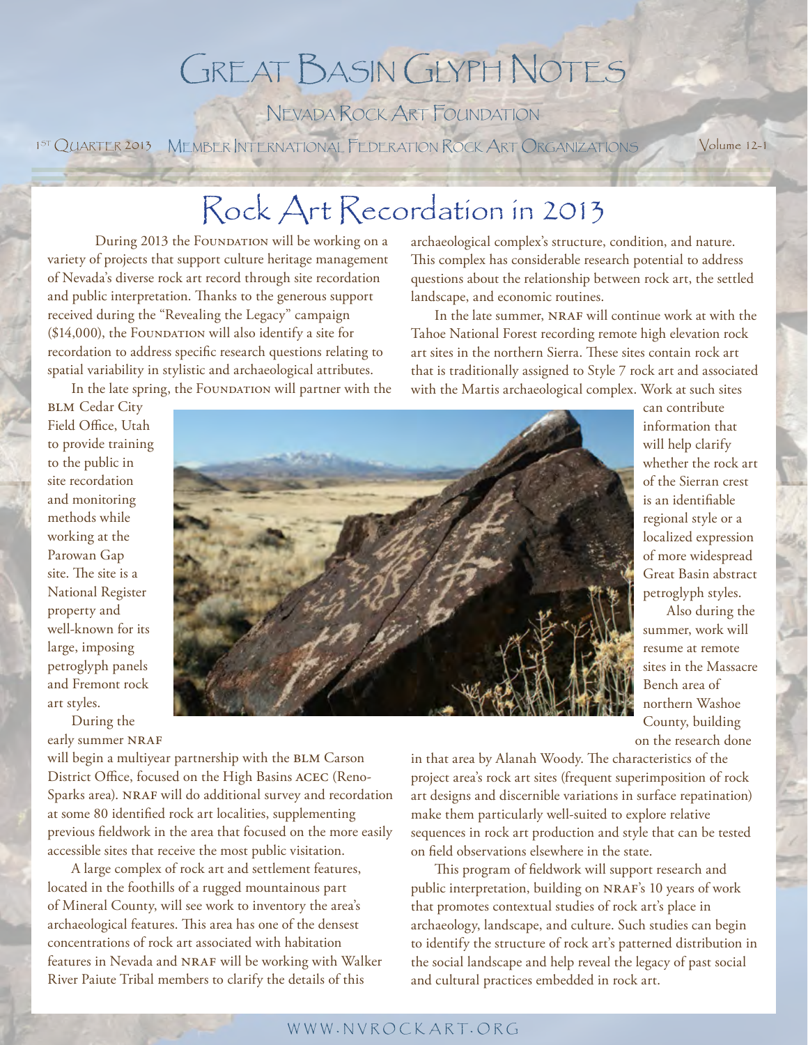# Great Basin Glyph Notes

Nevada Rock Art Foundation

1st Quarter 2013 Member International Federation Rock Art Organizations Volume 12-1

## Rock Art Recordation in 2013

During 2013 the Foundation will be working on a variety of projects that support culture heritage management of Nevada's diverse rock art record through site recordation and public interpretation. Thanks to the generous support received during the "Revealing the Legacy" campaign ($14,000), the Foundation will also identify a site for recordation to address specific research questions relating to spatial variability in stylistic and archaeological attributes.

In the late spring, the Foundation will partner with the BLM Cedar City Field Office, Utah to provide training to the public in site recordation and monitoring methods while working at the Parowan Gap site. The site is a National Register property and well-known for its large, imposing petroglyph panels and Fremont rock art styles.

During the early summer NRAF will begin a multiyear partnership with the BLM Carson District Office, focused on the High Basins ACEC (Reno-Sparks area). NRAF will do additional survey and recordation at some 80 identified rock art localities, supplementing previous fieldwork in the area that focused on the more easily accessible sites that receive the most public visitation.

A large complex of rock art and settlement features, located in the foothills of a rugged mountainous part of Mineral County, will see work to inventory the area's archaeological features. This area has one of the densest concentrations of rock art associated with habitation features in Nevada and NRAF will be working with Walker River Paiute Tribal members to clarify the details of this archaeological complex's structure, condition, and nature. This complex has considerable research potential to address questions about the relationship between rock art, the settled landscape, and economic routines.

In the late summer, NRAF will continue work at with the Tahoe National Forest recording remote high elevation rock art sites in the northern Sierra. These sites contain rock art that is traditionally assigned to Style 7 rock art and associated with the Martis archaeological complex. Work at such sites can contribute information that will help clarify whether the rock art of the Sierran crest is an identifiable regional style or a localized expression of more widespread Great Basin abstract petroglyph styles.

Also during the summer, work will resume at remote sites in the Massacre Bench area of northern Washoe County, building on the research done in that area by Alanah Woody. The characteristics of the project area's rock art sites (frequent superimposition of rock art designs and discernible variations in surface repatination) make them particularly well-suited to explore relative sequences in rock art production and style that can be tested on field observations elsewhere in the state.

This program of fieldwork will support research and public interpretation, building on NRAF's 10 years of work that promotes contextual studies of rock art's place in archaeology, landscape, and culture. Such studies can begin to identify the structure of rock art's patterned distribution in the social landscape and help reveal the legacy of past social and cultural practices embedded in rock art.

www.nvrockart.org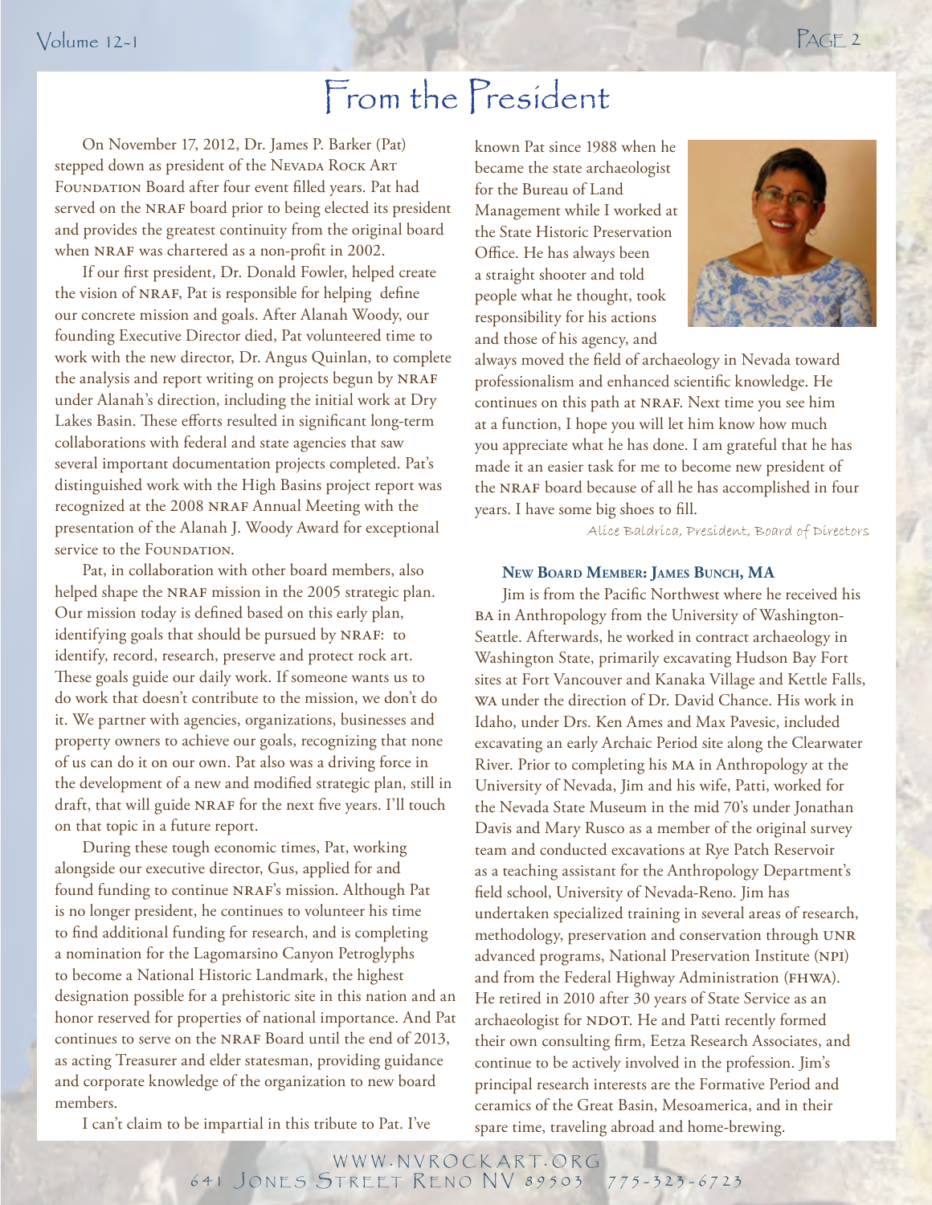# From the President

On November 17, 2012, Dr. James P. Barker (Pat) stepped down as president of the Nevada Rock Art Foundation Board after four event filled years. Pat had served on the NRAF board prior to being elected its president and provides the greatest continuity from the original board when NRAF was chartered as a non-profit in 2002.

If our first president, Dr. Donald Fowler, helped create the vision of NRAF, Pat is responsible for helping define our concrete mission and goals. After Alanah Woody, our founding Executive Director died, Pat volunteered time to work with the new director, Dr. Angus Quinlan, to complete the analysis and report writing on projects begun by NRAF under Alanah's direction, including the initial work at Dry Lakes Basin. These efforts resulted in significant long-term collaborations with federal and state agencies that saw several important documentation projects completed. Pat's distinguished work with the High Basins project report was recognized at the 2008 NRAF Annual Meeting with the presentation of the Alanah J. Woody Award for exceptional service to the Foundation.

Pat, in collaboration with other board members, also helped shape the NRAF mission in the 2005 strategic plan. Our mission today is defined based on this early plan, identifying goals that should be pursued by NRAF: to identify, record, research, preserve and protect rock art. These goals guide our daily work. If someone wants us to do work that doesn't contribute to the mission, we don't do it. We partner with agencies, organizations, businesses and property owners to achieve our goals, recognizing that none of us can do it on our own. Pat also was a driving force in the development of a new and modified strategic plan, still in draft, that will guide NRAF for the next five years. I'll touch on that topic in a future report.

During these tough economic times, Pat, working alongside our executive director, Gus, applied for and found funding to continue NRAF's mission. Although Pat is no longer president, he continues to volunteer his time to find additional funding for research, and is completing a nomination for the Lagomarsino Canyon Petroglyphs to become a National Historic Landmark, the highest designation possible for a prehistoric site in this nation and an honor reserved for properties of national importance. And Pat continues to serve on the NRAF Board until the end of 2013, as acting Treasurer and elder statesman, providing guidance and corporate knowledge of the organization to new board members.

I can't claim to be impartial in this tribute to Pat. I've known Pat since 1988 when he became the state archaeologist for the Bureau of Land Management while I worked at the State Historic Preservation Office. He has always been a straight shooter and told people what he thought, took responsibility for his actions and those of his agency, and always moved the field of archaeology in Nevada toward professionalism and enhanced scientific knowledge. He continues on this path at NRAF. Next time you see him at a function, I hope you will let him know how much you appreciate what he has done. I am grateful that he has made it an easier task for me to become new president of the NRAF board because of all he has accomplished in four years. I have some big shoes to fill.

*Alice Baldrica, President, Board of Directors*

### New Board Member: James Bunch, MA

Jim is from the Pacific Northwest where he received his BA in Anthropology from the University of Washington-Seattle. Afterwards, he worked in contract archaeology in Washington State, primarily excavating Hudson Bay Fort sites at Fort Vancouver and Kanaka Village and Kettle Falls, WA under the direction of Dr. David Chance. His work in Idaho, under Drs. Ken Ames and Max Pavesic, included excavating an early Archaic Period site along the Clearwater River. Prior to completing his MA in Anthropology at the University of Nevada, Jim and his wife, Patti, worked for the Nevada State Museum in the mid 70's under Jonathan Davis and Mary Rusco as a member of the original survey team and conducted excavations at Rye Patch Reservoir as a teaching assistant for the Anthropology Department's field school, University of Nevada-Reno. Jim has undertaken specialized training in several areas of research, methodology, preservation and conservation through UNR advanced programs, National Preservation Institute (NPI) and from the Federal Highway Administration (FHWA). He retired in 2010 after 30 years of State Service as an archaeologist for NDOT. He and Patti recently formed their own consulting firm, Eetza Research Associates, and continue to be actively involved in the profession. Jim's principal research interests are the Formative Period and ceramics of the Great Basin, Mesoamerica, and in their spare time, traveling abroad and home-brewing.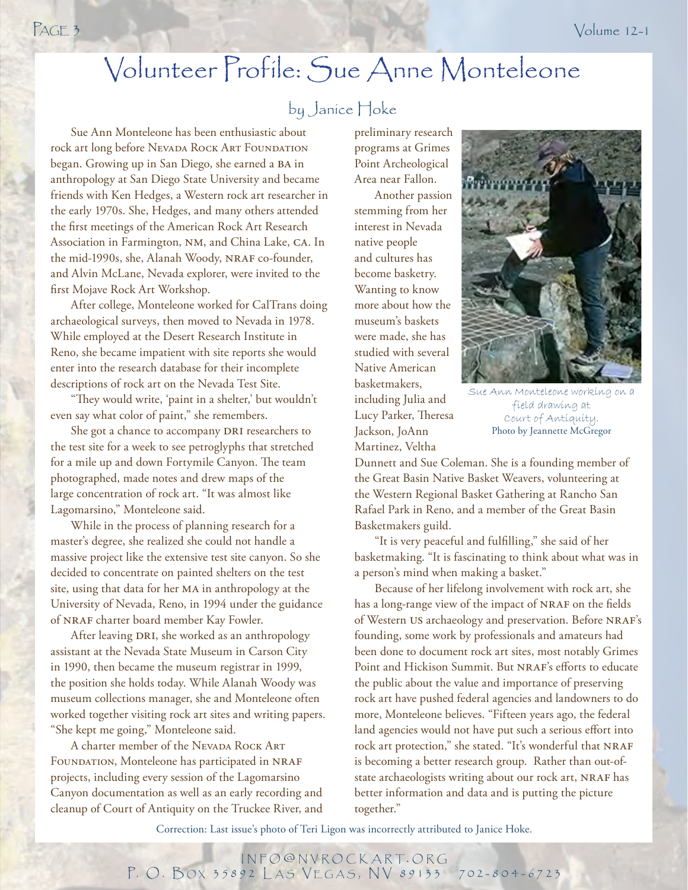# Volunteer Profile: Sue Anne Monteleone

by Janice Hoke

Sue Ann Monteleone has been enthusiastic about rock art long before Nevada Rock Art Foundation began. Growing up in San Diego, she earned a BA in anthropology at San Diego State University and became friends with Ken Hedges, a Western rock art researcher in the early 1970s. She, Hedges, and many others attended the first meetings of the American Rock Art Research Association in Farmington, NM, and China Lake, CA. In the mid-1990s, she, Alanah Woody, NRAF co-founder, and Alvin McLane, Nevada explorer, were invited to the first Mojave Rock Art Workshop.

After college, Monteleone worked for CalTrans doing archaeological surveys, then moved to Nevada in 1978. While employed at the Desert Research Institute in Reno, she became impatient with site reports she would enter into the research database for their incomplete descriptions of rock art on the Nevada Test Site.

"They would write, 'paint in a shelter,' but wouldn't even say what color of paint," she remembers.

She got a chance to accompany DRI researchers to the test site for a week to see petroglyphs that stretched for a mile up and down Fortymile Canyon. The team photographed, made notes and drew maps of the large concentration of rock art. "It was almost like Lagomarsino," Monteleone said.

While in the process of planning research for a master's degree, she realized she could not handle a massive project like the extensive test site canyon. So she decided to concentrate on painted shelters on the test site, using that data for her MA in anthropology at the University of Nevada, Reno, in 1994 under the guidance of NRAF charter board member Kay Fowler.

After leaving DRI, she worked as an anthropology assistant at the Nevada State Museum in Carson City in 1990, then became the museum registrar in 1999, the position she holds today. While Alanah Woody was museum collections manager, she and Monteleone often worked together visiting rock art sites and writing papers. "She kept me going," Monteleone said.

A charter member of the Nevada Rock Art Foundation, Monteleone has participated in NRAF projects, including every session of the Lagomarsino Canyon documentation as well as an early recording and cleanup of Court of Antiquity on the Truckee River, and preliminary research programs at Grimes Point Archeological Area near Fallon.

Sue Ann Monteleone working on a field drawing at Court of Antiquity. Photo by Jeannette McGregor

Another passion stemming from her interest in Nevada native people and cultures has become basketry. Wanting to know more about how the museum's baskets were made, she has studied with several Native American basketmakers, including Julia and Lucy Parker, Theresa Jackson, JoAnn Martinez, Veltha Dunnett and Sue Coleman. She is a founding member of the Great Basin Native Basket Weavers, volunteering at the Western Regional Basket Gathering at Rancho San Rafael Park in Reno, and a member of the Great Basin Basketmakers guild.

"It is very peaceful and fulfilling," she said of her basketmaking. "It is fascinating to think about what was in a person's mind when making a basket."

Because of her lifelong involvement with rock art, she has a long-range view of the impact of NRAF on the fields of Western US archaeology and preservation. Before NRAF's founding, some work by professionals and amateurs had been done to document rock art sites, most notably Grimes Point and Hickison Summit. But NRAF's efforts to educate the public about the value and importance of preserving rock art have pushed federal agencies and landowners to do more, Monteleone believes. "Fifteen years ago, the federal land agencies would not have put such a serious effort into rock art protection," she stated. "It's wonderful that NRAF is becoming a better research group. Rather than out-of-state archaeologists writing about our rock art, NRAF has better information and data and is putting the picture together."

Correction: Last issue's photo of Teri Ligon was incorrectly attributed to Janice Hoke.

INFO@NVROCKART.ORG
P. O. Box 35892 Las Vegas, NV 89133 702-804-6723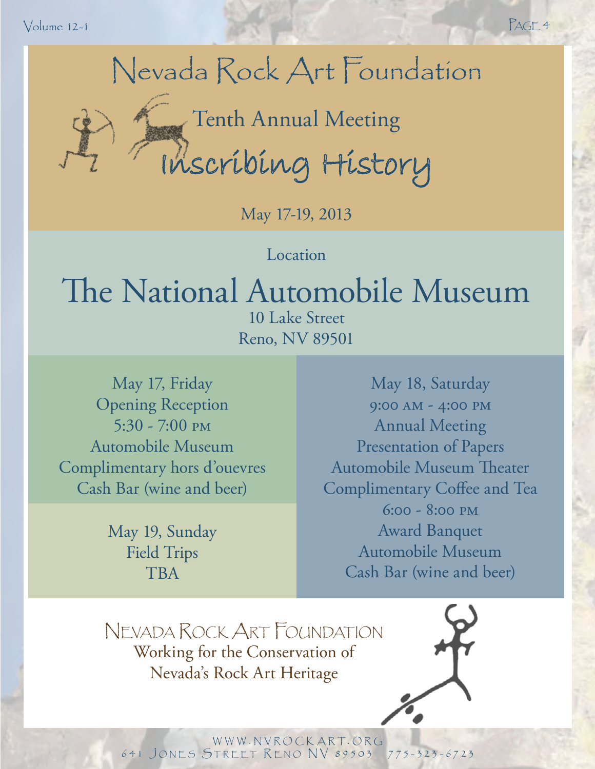# Nevada Rock Art Foundation

## Tenth Annual Meeting

## Inscribing History

May 17-19, 2013

Location

## The National Automobile Museum

10 Lake Street
Reno, NV 89501

May 17, Friday
Opening Reception
5:30 - 7:00 PM
Automobile Museum
Complimentary hors d'ouevres
Cash Bar (wine and beer)

May 18, Saturday
9:00 AM - 4:00 PM
Annual Meeting
Presentation of Papers
Automobile Museum Theater
Complimentary Coffee and Tea
6:00 - 8:00 PM
Award Banquet
Automobile Museum
Cash Bar (wine and beer)

May 19, Sunday
Field Trips
TBA

NEVADA ROCK ART FOUNDATION
Working for the Conservation of
Nevada's Rock Art Heritage

WWW.NVROCKART.ORG
641 JONES STREET RENO NV 89503 775-323-6723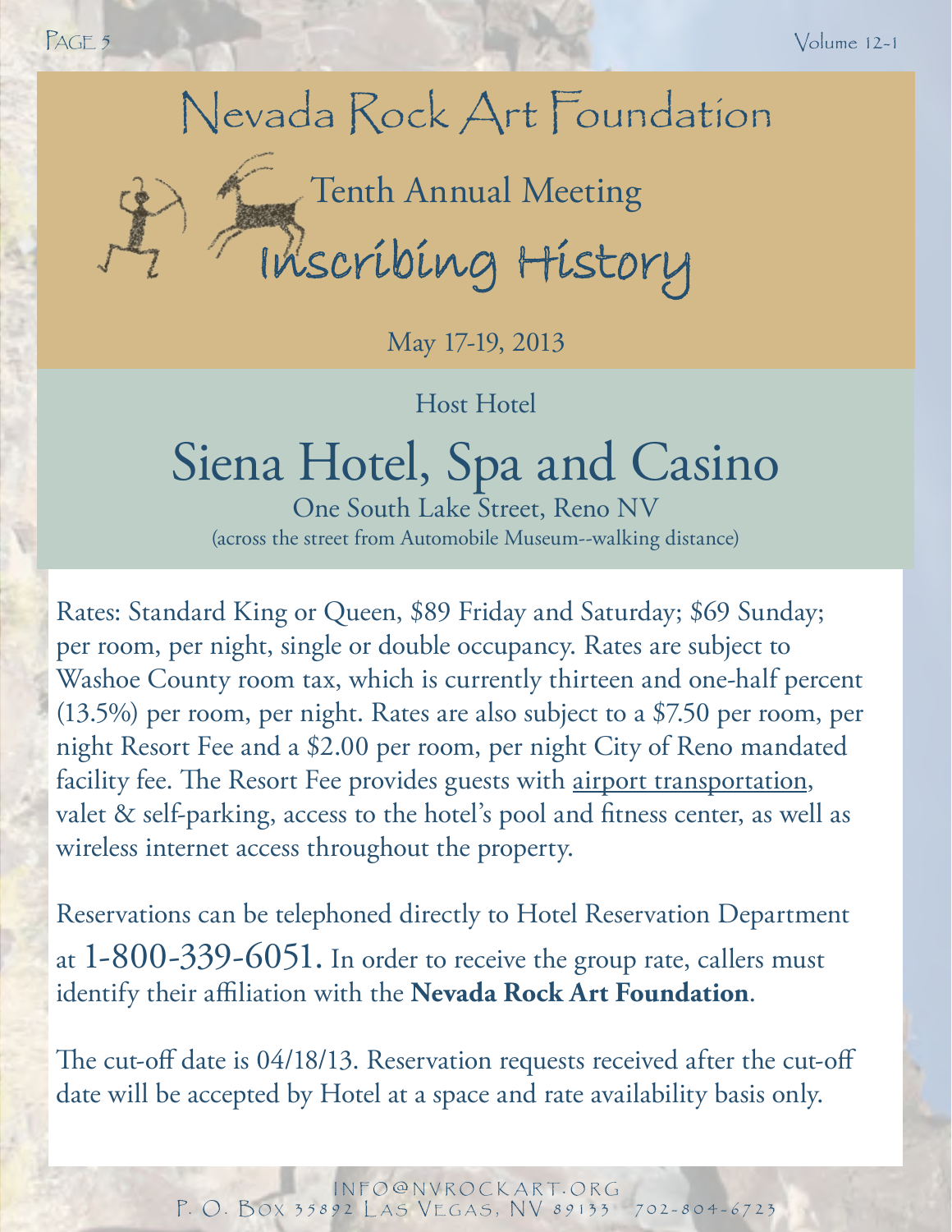# Nevada Rock Art Foundation

## Tenth Annual Meeting

## Inscribing History

May 17-19, 2013

Host Hotel

## Siena Hotel, Spa and Casino

One South Lake Street, Reno NV

(across the street from Automobile Museum--walking distance)

Rates: Standard King or Queen, $89 Friday and Saturday; $69 Sunday; per room, per night, single or double occupancy. Rates are subject to Washoe County room tax, which is currently thirteen and one-half percent (13.5%) per room, per night. Rates are also subject to a $7.50 per room, per night Resort Fee and a $2.00 per room, per night City of Reno mandated facility fee. The Resort Fee provides guests with airport transportation, valet & self-parking, access to the hotel's pool and fitness center, as well as wireless internet access throughout the property.

Reservations can be telephoned directly to Hotel Reservation Department at 1-800-339-6051. In order to receive the group rate, callers must identify their affiliation with the **Nevada Rock Art Foundation**.

The cut-off date is 04/18/13. Reservation requests received after the cut-off date will be accepted by Hotel at a space and rate availability basis only.

INFO@NVROCKART.ORG
P. O. Box 35892 Las Vegas, NV 89133 702-804-6723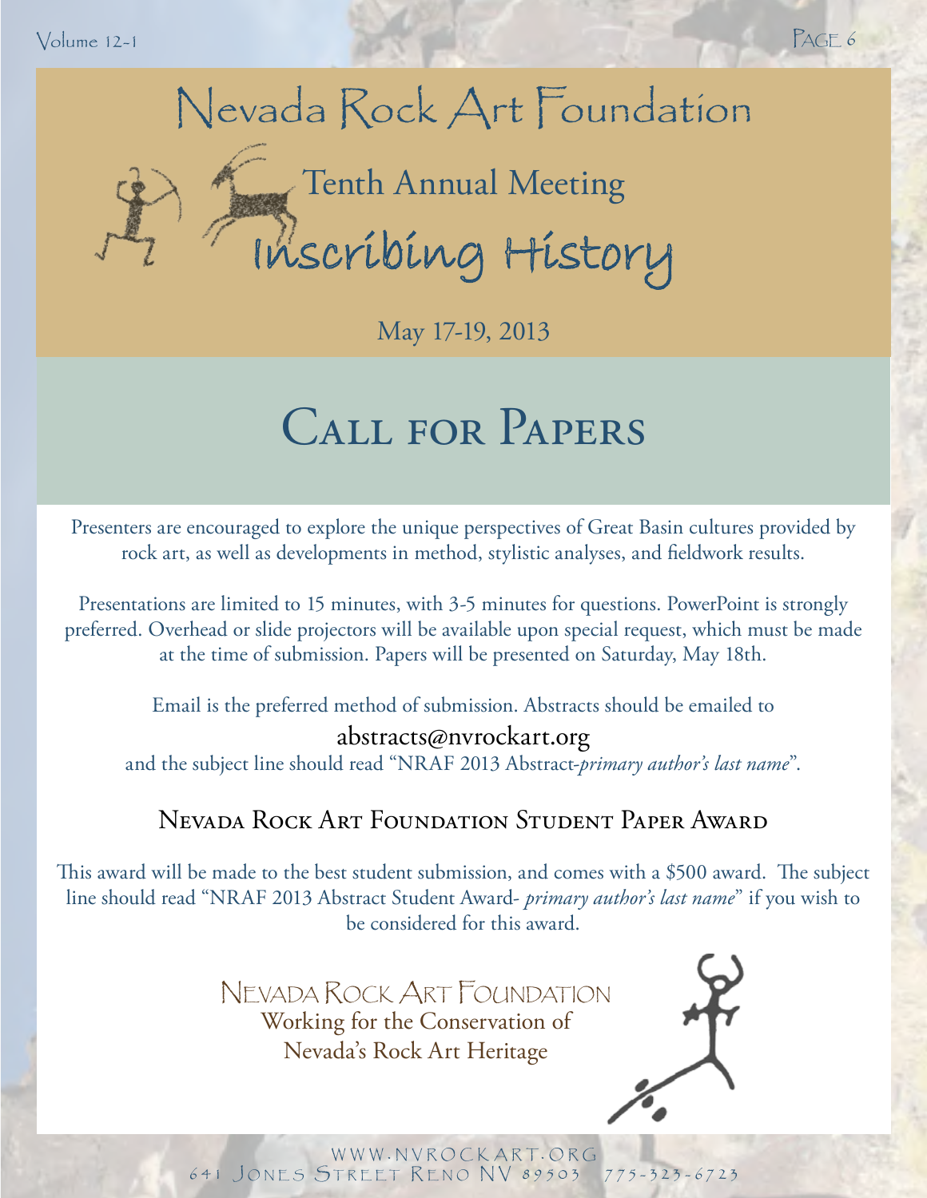# Nevada Rock Art Foundation

## Tenth Annual Meeting

## Inscribing History

May 17-19, 2013

# Call for Papers

Presenters are encouraged to explore the unique perspectives of Great Basin cultures provided by rock art, as well as developments in method, stylistic analyses, and fieldwork results.

Presentations are limited to 15 minutes, with 3-5 minutes for questions. PowerPoint is strongly preferred. Overhead or slide projectors will be available upon special request, which must be made at the time of submission. Papers will be presented on Saturday, May 18th.

Email is the preferred method of submission. Abstracts should be emailed to

abstracts@nvrockart.org

and the subject line should read "NRAF 2013 Abstract-*primary author's last name*".

## Nevada Rock Art Foundation Student Paper Award

This award will be made to the best student submission, and comes with a $500 award. The subject line should read "NRAF 2013 Abstract Student Award- *primary author's last name*" if you wish to be considered for this award.

Nevada Rock Art Foundation
Working for the Conservation of
Nevada's Rock Art Heritage

WWW.NVROCKART.ORG
641 Jones Street Reno NV 89503 775-323-6723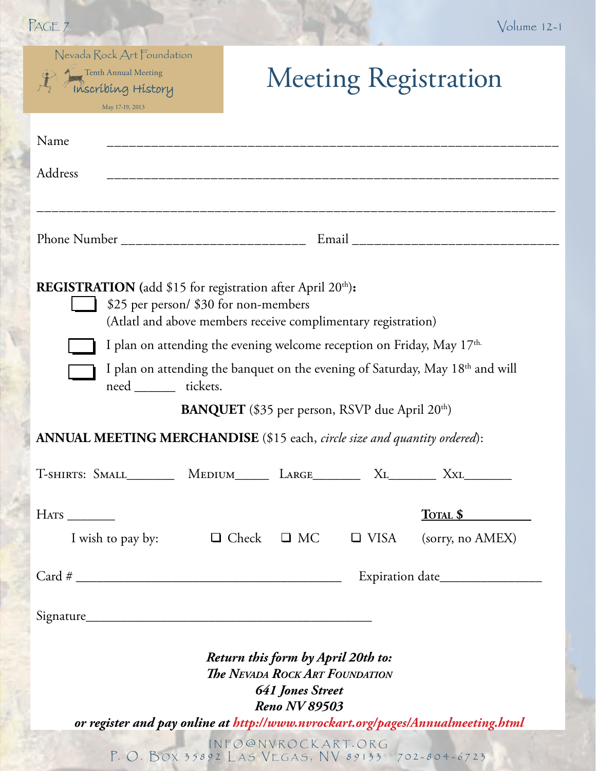Nevada Rock Art Foundation
Tenth Annual Meeting
Inscribing History
May 17-19, 2013

# Meeting Registration

Name ____________________________________________________________

Address ____________________________________________________________

____________________________________________________________________

Phone Number __________________________ Email ____________________________

**REGISTRATION** (add $15 for registration after April 20th)**:**

☐ $25 per person/ $30 for non-members
(Atlatl and above members receive complimentary registration)

☐ I plan on attending the evening welcome reception on Friday, May 17th.

☐ I plan on attending the banquet on the evening of Saturday, May 18th and will need ______ tickets.

**BANQUET** ($35 per person, RSVP due April 20th)

**ANNUAL MEETING MERCHANDISE** ($15 each, *circle size and quantity ordered*):

T-shirts: Small_______ Medium_____ Large_______ Xl_______ Xxl_______

Hats _______ **Total $** __________

I wish to pay by: ☐ Check ☐ MC ☐ VISA (sorry, no AMEX)

Card # ______________________________________ Expiration date_______________

Signature_________________________________________

***Return this form by April 20th to:***
***The Nevada Rock Art Foundation***
***641 Jones Street***
***Reno NV 89503***
***or register and pay online at http://www.nvrockart.org/pages/Annualmeeting.html***

INFO@NVROCKART.ORG
P. O. Box 35892 Las Vegas, NV 89133 702-804-6723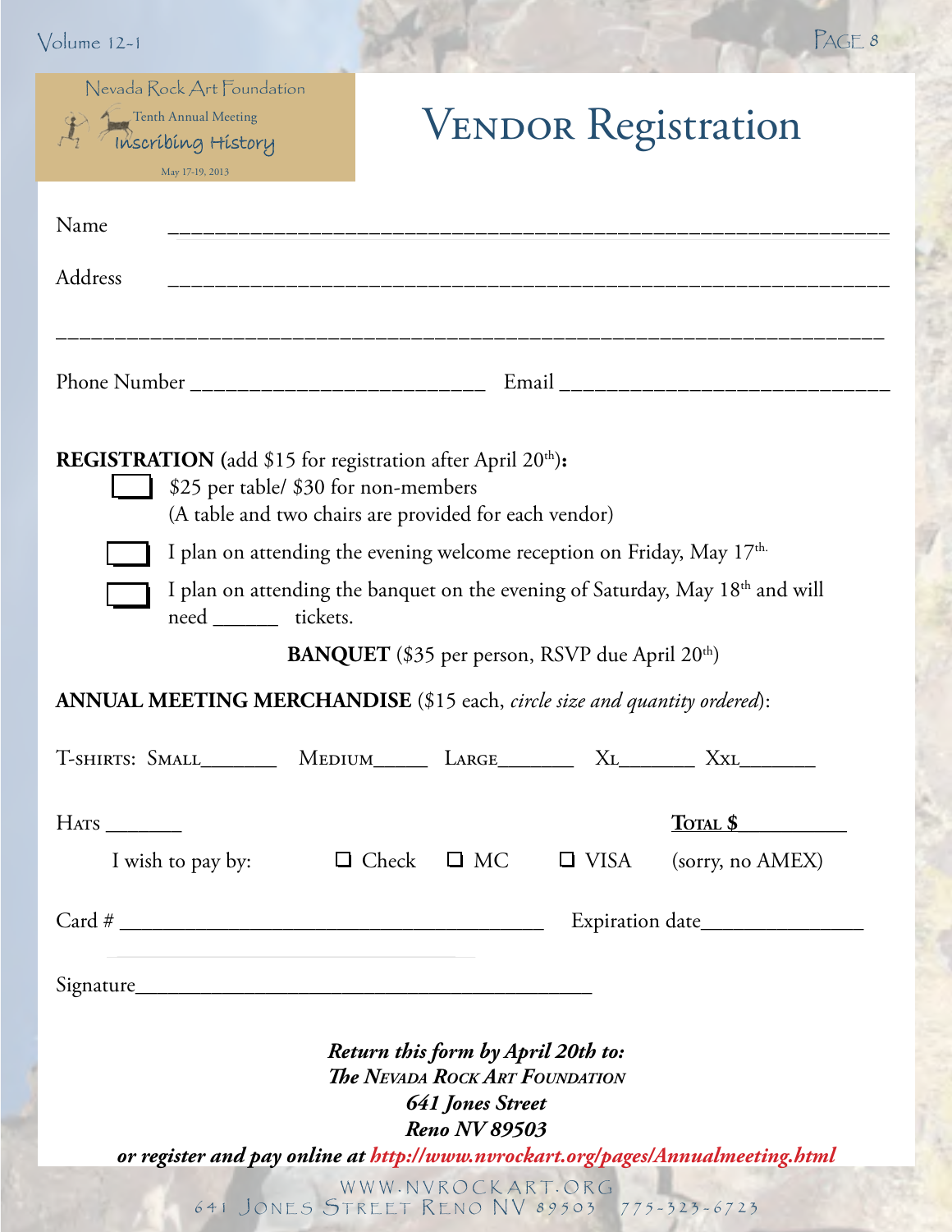Nevada Rock Art Foundation
Tenth Annual Meeting
Inscribing History
May 17-19, 2013

# Vendor Registration

Name ______________________________________________________________

Address ______________________________________________________________

______________________________________________________________________

Phone Number _________________________ Email _____________________________

**REGISTRATION** (add $15 for registration after April 20th)**:**

☐ $25 per table/ $30 for non-members
(A table and two chairs are provided for each vendor)

☐ I plan on attending the evening welcome reception on Friday, May 17th.

☐ I plan on attending the banquet on the evening of Saturday, May 18th and will need ______ tickets.

**BANQUET** ($35 per person, RSVP due April 20th)

**ANNUAL MEETING MERCHANDISE** ($15 each, *circle size and quantity ordered*):

T-SHIRTS: SMALL_______ MEDIUM_____ LARGE_______ XL_______ XXL_______

HATS _______ **TOTAL $**__________

I wish to pay by: ☐ Check ☐ MC ☐ VISA (sorry, no AMEX)

Card # ______________________________________ Expiration date______________

Signature__________________________________________

***Return this form by April 20th to:***
***The Nevada Rock Art Foundation***
***641 Jones Street***
***Reno NV 89503***
***or register and pay online at http://www.nvrockart.org/pages/Annualmeeting.html***

WWW.NVROCKART.ORG
641 Jones Street Reno NV 89503 775-323-6723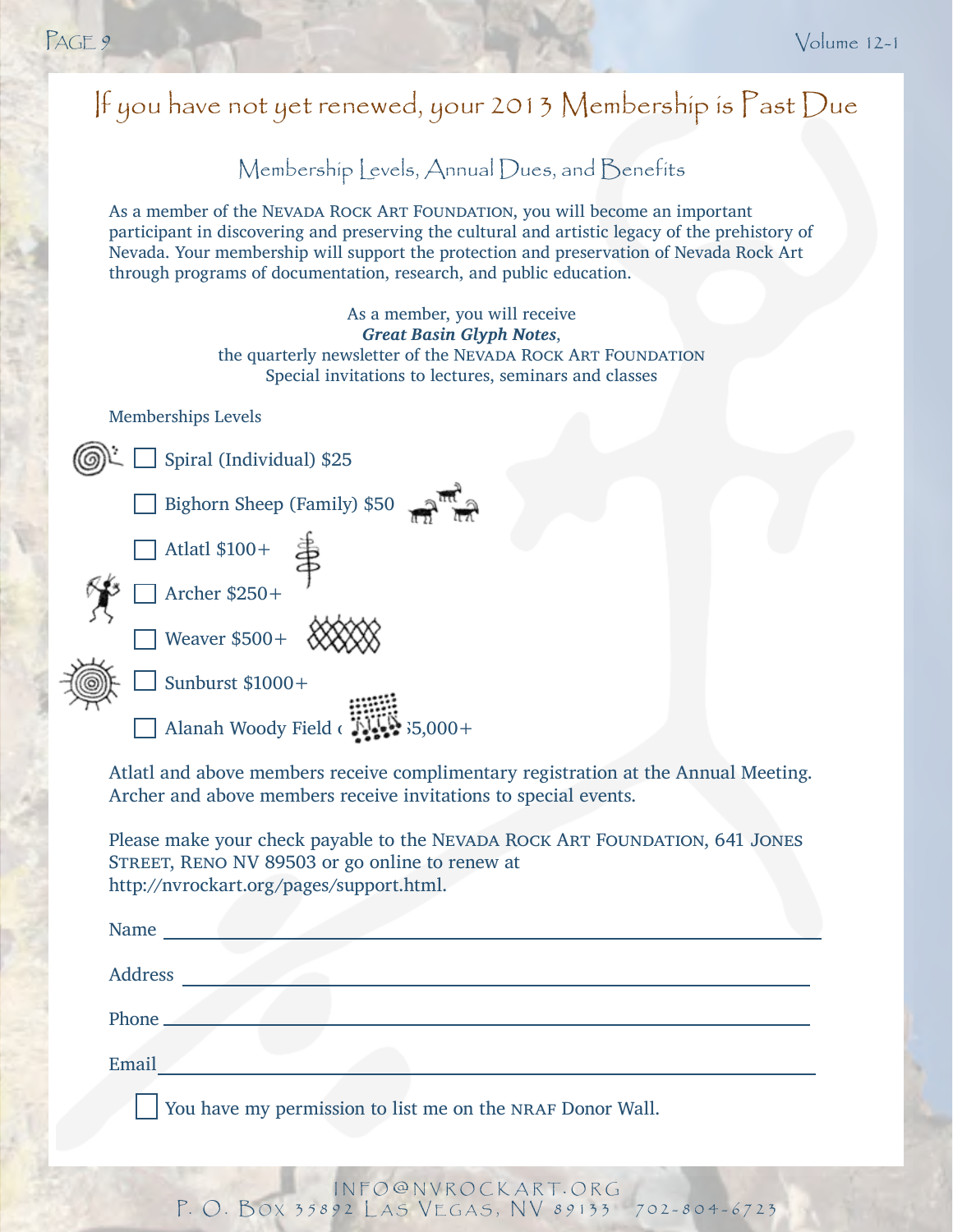# If you have not yet renewed, your 2013 Membership is Past Due

## Membership Levels, Annual Dues, and Benefits

As a member of the NEVADA ROCK ART FOUNDATION, you will become an important participant in discovering and preserving the cultural and artistic legacy of the prehistory of Nevada. Your membership will support the protection and preservation of Nevada Rock Art through programs of documentation, research, and public education.

As a member, you will receive
***Great Basin Glyph Notes***,
the quarterly newsletter of the NEVADA ROCK ART FOUNDATION
Special invitations to lectures, seminars and classes

Memberships Levels

- ☐ Spiral (Individual) $25
- ☐ Bighorn Sheep (Family) $50
- ☐ Atlatl $100+
- ☐ Archer $250+
- ☐ Weaver $500+
- ☐ Sunburst $1000+
- ☐ Alanah Woody Field c... $5,000+

Atlatl and above members receive complimentary registration at the Annual Meeting. Archer and above members receive invitations to special events.

Please make your check payable to the NEVADA ROCK ART FOUNDATION, 641 JONES STREET, RENO NV 89503 or go online to renew at http://nvrockart.org/pages/support.html.

Name ______________________________

Address ______________________________

Phone ______________________________

Email ______________________________

☐ You have my permission to list me on the NRAF Donor Wall.

INFO@NVROCKART.ORG
P. O. BOX 35892 LAS VEGAS, NV 89133 702-804-6723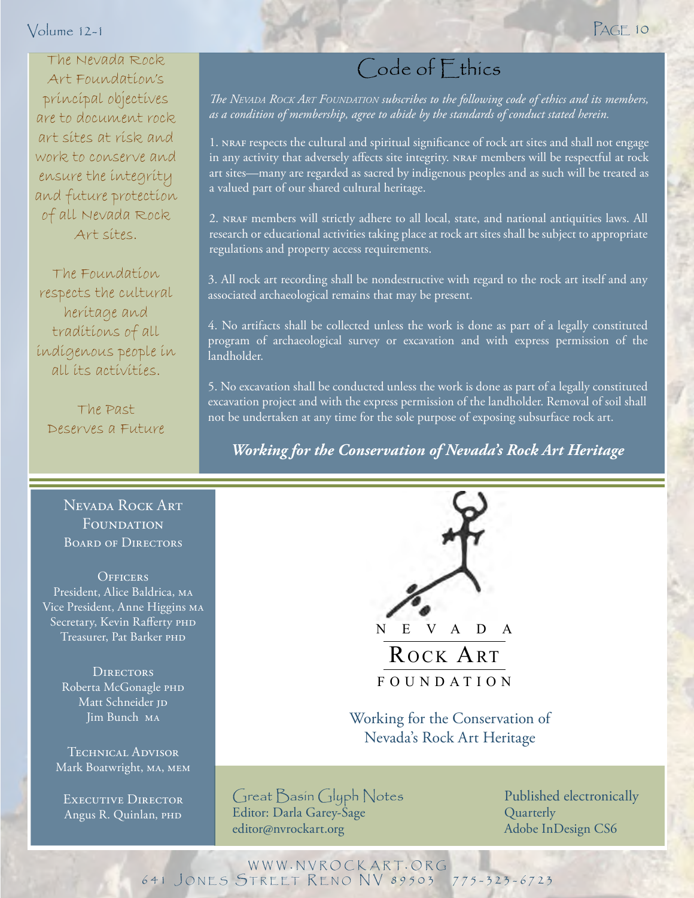The Nevada Rock Art Foundation's principal objectives are to document rock art sites at risk and work to conserve and ensure the integrity and future protection of all Nevada Rock Art sites.

The Foundation respects the cultural heritage and traditions of all indigenous people in all its activities.

The Past Deserves a Future

# Code of Ethics

*The Nevada Rock Art Foundation subscribes to the following code of ethics and its members, as a condition of membership, agree to abide by the standards of conduct stated herein.*

1. NRAF respects the cultural and spiritual significance of rock art sites and shall not engage in any activity that adversely affects site integrity. NRAF members will be respectful at rock art sites—many are regarded as sacred by indigenous peoples and as such will be treated as a valued part of our shared cultural heritage.

2. NRAF members will strictly adhere to all local, state, and national antiquities laws. All research or educational activities taking place at rock art sites shall be subject to appropriate regulations and property access requirements.

3. All rock art recording shall be nondestructive with regard to the rock art itself and any associated archaeological remains that may be present.

4. No artifacts shall be collected unless the work is done as part of a legally constituted program of archaeological survey or excavation and with express permission of the landholder.

5. No excavation shall be conducted unless the work is done as part of a legally constituted excavation project and with the express permission of the landholder. Removal of soil shall not be undertaken at any time for the sole purpose of exposing subsurface rock art.

***Working for the Conservation of Nevada's Rock Art Heritage***

---

## Nevada Rock Art Foundation Board of Directors

**Officers**

President, Alice Baldrica, MA
Vice President, Anne Higgins MA
Secretary, Kevin Rafferty PHD
Treasurer, Pat Barker PHD

**Directors**

Roberta McGonagle PHD
Matt Schneider JD
Jim Bunch MA

**Technical Advisor**

Mark Boatwright, MA, MEM

**Executive Director**

Angus R. Quinlan, PHD

NEVADA ROCK ART FOUNDATION

Working for the Conservation of Nevada's Rock Art Heritage

Great Basin Glyph Notes
Editor: Darla Garey-Sage
editor@nvrockart.org

Published electronically
Quarterly
Adobe InDesign CS6

WWW.NVROCKART.ORG
641 Jones Street Reno NV 89503 775-323-6723